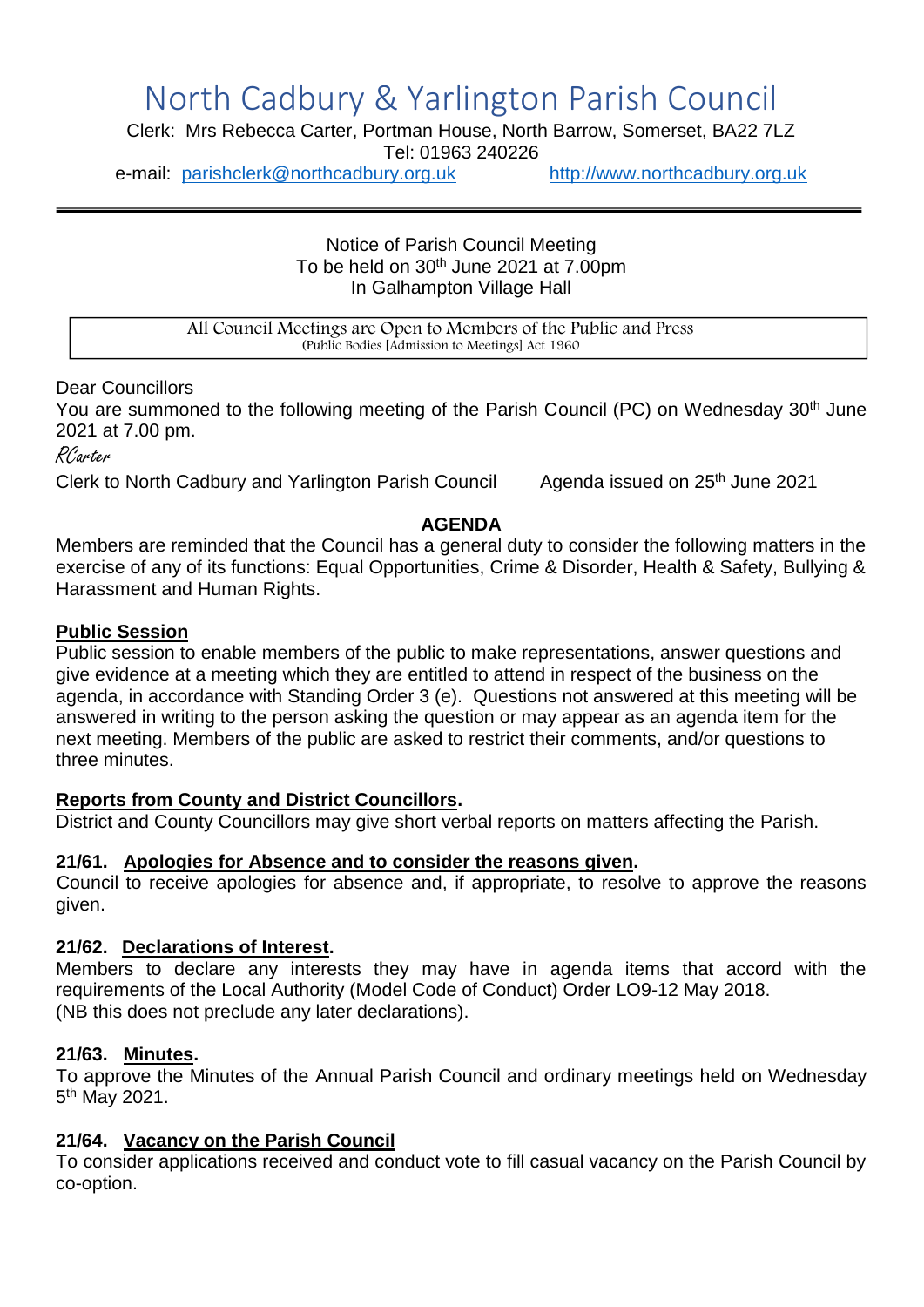# North Cadbury & Yarlington Parish Council

Clerk: Mrs Rebecca Carter, Portman House, North Barrow, Somerset, BA22 7LZ
Tel: 01963 240226
e-mail: parishclerk@northcadbury.org.uk http://www.northcadbury.org.uk

---

Notice of Parish Council Meeting
To be held on 30th June 2021 at 7.00pm
In Galhampton Village Hall

All Council Meetings are Open to Members of the Public and Press
(Public Bodies [Admission to Meetings] Act 1960

Dear Councillors
You are summoned to the following meeting of the Parish Council (PC) on Wednesday 30th June 2021 at 7.00 pm.

RCarter

Clerk to North Cadbury and Yarlington Parish Council Agenda issued on 25th June 2021

## AGENDA

Members are reminded that the Council has a general duty to consider the following matters in the exercise of any of its functions: Equal Opportunities, Crime & Disorder, Health & Safety, Bullying & Harassment and Human Rights.

**Public Session**

Public session to enable members of the public to make representations, answer questions and give evidence at a meeting which they are entitled to attend in respect of the business on the agenda, in accordance with Standing Order 3 (e). Questions not answered at this meeting will be answered in writing to the person asking the question or may appear as an agenda item for the next meeting. Members of the public are asked to restrict their comments, and/or questions to three minutes.

**Reports from County and District Councillors.**

District and County Councillors may give short verbal reports on matters affecting the Parish.

**21/61. Apologies for Absence and to consider the reasons given.**

Council to receive apologies for absence and, if appropriate, to resolve to approve the reasons given.

**21/62. Declarations of Interest.**

Members to declare any interests they may have in agenda items that accord with the requirements of the Local Authority (Model Code of Conduct) Order LO9-12 May 2018.
(NB this does not preclude any later declarations).

**21/63. Minutes.**

To approve the Minutes of the Annual Parish Council and ordinary meetings held on Wednesday 5th May 2021.

**21/64. Vacancy on the Parish Council**

To consider applications received and conduct vote to fill casual vacancy on the Parish Council by co-option.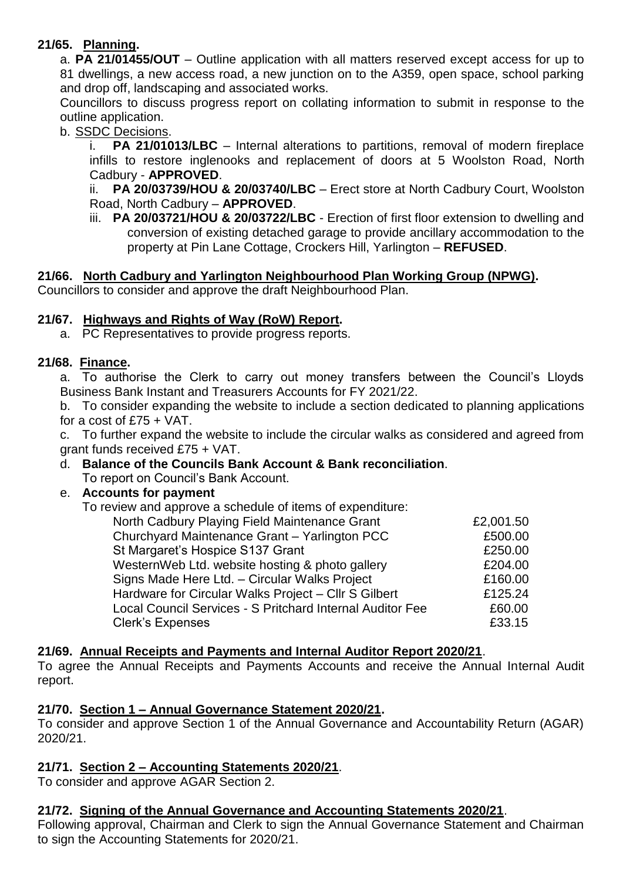**21/65. Planning.**

a. **PA 21/01455/OUT** – Outline application with all matters reserved except access for up to 81 dwellings, a new access road, a new junction on to the A359, open space, school parking and drop off, landscaping and associated works.

Councillors to discuss progress report on collating information to submit in response to the outline application.

b. SSDC Decisions.

i. **PA 21/01013/LBC** – Internal alterations to partitions, removal of modern fireplace infills to restore inglenooks and replacement of doors at 5 Woolston Road, North Cadbury - **APPROVED**.

ii. **PA 20/03739/HOU & 20/03740/LBC** – Erect store at North Cadbury Court, Woolston Road, North Cadbury – **APPROVED**.

iii. **PA 20/03721/HOU & 20/03722/LBC** - Erection of first floor extension to dwelling and conversion of existing detached garage to provide ancillary accommodation to the property at Pin Lane Cottage, Crockers Hill, Yarlington – **REFUSED**.

**21/66. North Cadbury and Yarlington Neighbourhood Plan Working Group (NPWG).**

Councillors to consider and approve the draft Neighbourhood Plan.

**21/67. Highways and Rights of Way (RoW) Report.**

a. PC Representatives to provide progress reports.

**21/68. Finance.**

a. To authorise the Clerk to carry out money transfers between the Council's Lloyds Business Bank Instant and Treasurers Accounts for FY 2021/22.

b. To consider expanding the website to include a section dedicated to planning applications for a cost of £75 + VAT.

c. To further expand the website to include the circular walks as considered and agreed from grant funds received £75 + VAT.

d. **Balance of the Councils Bank Account & Bank reconciliation**.
To report on Council's Bank Account.

e. **Accounts for payment**
To review and approve a schedule of items of expenditure:

| | |
|---|---|
| North Cadbury Playing Field Maintenance Grant | £2,001.50 |
| Churchyard Maintenance Grant – Yarlington PCC | £500.00 |
| St Margaret's Hospice S137 Grant | £250.00 |
| WesternWeb Ltd. website hosting & photo gallery | £204.00 |
| Signs Made Here Ltd. – Circular Walks Project | £160.00 |
| Hardware for Circular Walks Project – Cllr S Gilbert | £125.24 |
| Local Council Services - S Pritchard Internal Auditor Fee | £60.00 |
| Clerk's Expenses | £33.15 |

**21/69. Annual Receipts and Payments and Internal Auditor Report 2020/21**.

To agree the Annual Receipts and Payments Accounts and receive the Annual Internal Audit report.

**21/70. Section 1 – Annual Governance Statement 2020/21.**

To consider and approve Section 1 of the Annual Governance and Accountability Return (AGAR) 2020/21.

**21/71. Section 2 – Accounting Statements 2020/21**.

To consider and approve AGAR Section 2.

**21/72. Signing of the Annual Governance and Accounting Statements 2020/21**.

Following approval, Chairman and Clerk to sign the Annual Governance Statement and Chairman to sign the Accounting Statements for 2020/21.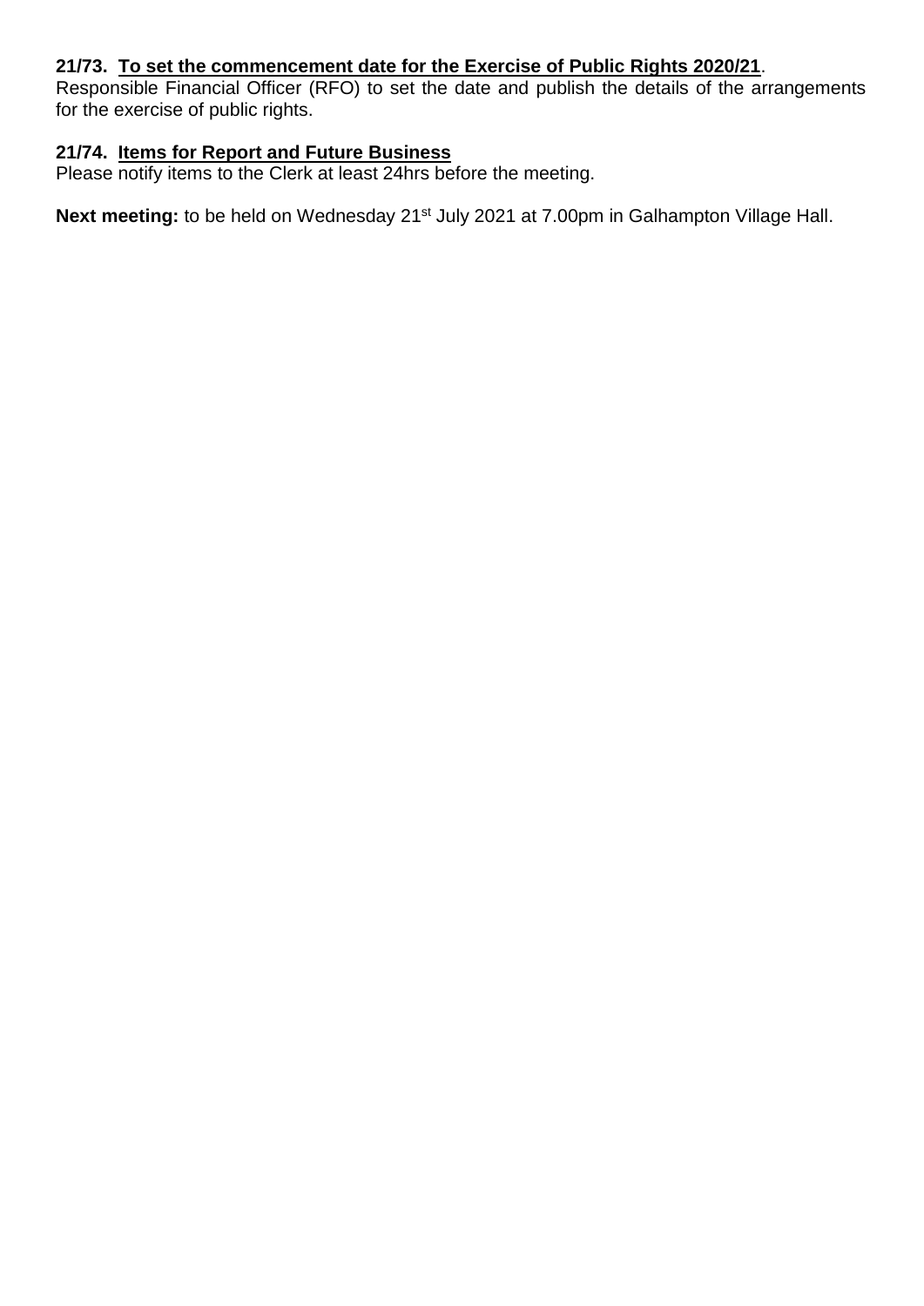**21/73. To set the commencement date for the Exercise of Public Rights 2020/21**.

Responsible Financial Officer (RFO) to set the date and publish the details of the arrangements for the exercise of public rights.

**21/74. Items for Report and Future Business**

Please notify items to the Clerk at least 24hrs before the meeting.

**Next meeting:** to be held on Wednesday 21st July 2021 at 7.00pm in Galhampton Village Hall.